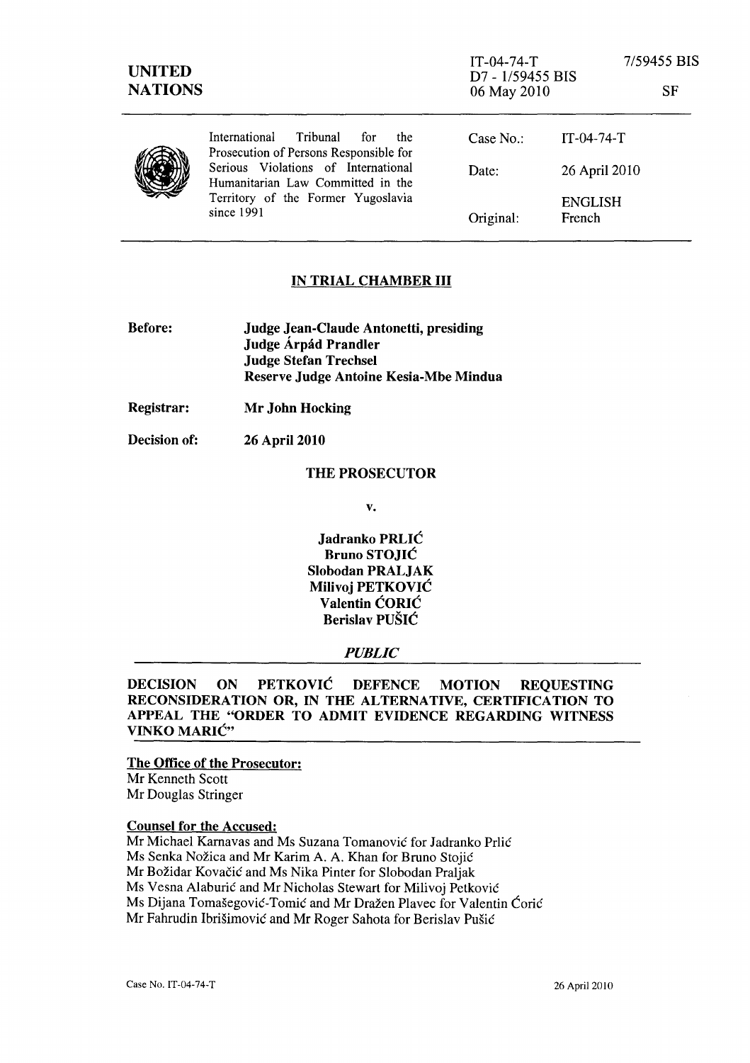| UNITED NATIONS | IT-04-74-T<br>D7 - 1/59455 BIS<br>06 May 2010 | 7/59455 BIS<br><br>SF |
|---|---|---|

| International Tribunal for the Prosecution of Persons Responsible for Serious Violations of International Humanitarian Law Committed in the Territory of the Former Yugoslavia since 1991 | Case No.: | IT-04-74-T |
|---|---|---|
| | Date: | 26 April 2010 |
| | | ENGLISH |
| | Original: | French |

## IN TRIAL CHAMBER III

**Before:** **Judge Jean-Claude Antonetti, presiding**
**Judge Árpád Prandler**
**Judge Stefan Trechsel**
**Reserve Judge Antoine Kesia-Mbe Mindua**

**Registrar:** **Mr John Hocking**

**Decision of:** **26 April 2010**

**THE PROSECUTOR**

**v.**

**Jadranko PRLIĆ**
**Bruno STOJIĆ**
**Slobodan PRALJAK**
**Milivoj PETKOVIĆ**
**Valentin ĆORIĆ**
**Berislav PUŠIĆ**

***PUBLIC***

**DECISION ON PETKOVIĆ DEFENCE MOTION REQUESTING RECONSIDERATION OR, IN THE ALTERNATIVE, CERTIFICATION TO APPEAL THE "ORDER TO ADMIT EVIDENCE REGARDING WITNESS VINKO MARIĆ"**

**The Office of the Prosecutor:**
Mr Kenneth Scott
Mr Douglas Stringer

**Counsel for the Accused:**
Mr Michael Karnavas and Ms Suzana Tomanović for Jadranko Prlić
Ms Senka Nožica and Mr Karim A. A. Khan for Bruno Stojić
Mr Božidar Kovačić and Ms Nika Pinter for Slobodan Praljak
Ms Vesna Alaburić and Mr Nicholas Stewart for Milivoj Petković
Ms Dijana Tomašegović-Tomić and Mr Dražen Plavec for Valentin Ćorić
Mr Fahrudin Ibrišimović and Mr Roger Sahota for Berislav Pušić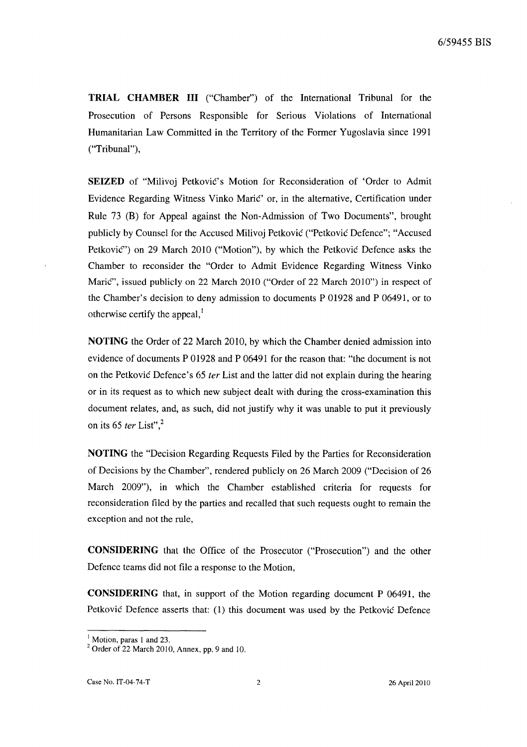**TRIAL CHAMBER III** ("Chamber") of the International Tribunal for the Prosecution of Persons Responsible for Serious Violations of International Humanitarian Law Committed in the Territory of the Former Yugoslavia since 1991 ("Tribunal"),

**SEIZED** of "Milivoj Petković's Motion for Reconsideration of 'Order to Admit Evidence Regarding Witness Vinko Marić' or, in the alternative, Certification under Rule 73 (B) for Appeal against the Non-Admission of Two Documents", brought publicly by Counsel for the Accused Milivoj Petković ("Petković Defence"; "Accused Petković") on 29 March 2010 ("Motion"), by which the Petković Defence asks the Chamber to reconsider the "Order to Admit Evidence Regarding Witness Vinko Marić", issued publicly on 22 March 2010 ("Order of 22 March 2010") in respect of the Chamber's decision to deny admission to documents P 01928 and P 06491, or to otherwise certify the appeal,[1]

**NOTING** the Order of 22 March 2010, by which the Chamber denied admission into evidence of documents P 01928 and P 06491 for the reason that: "the document is not on the Petković Defence's 65 *ter* List and the latter did not explain during the hearing or in its request as to which new subject dealt with during the cross-examination this document relates, and, as such, did not justify why it was unable to put it previously on its 65 *ter* List",[2]

**NOTING** the "Decision Regarding Requests Filed by the Parties for Reconsideration of Decisions by the Chamber", rendered publicly on 26 March 2009 ("Decision of 26 March 2009"), in which the Chamber established criteria for requests for reconsideration filed by the parties and recalled that such requests ought to remain the exception and not the rule,

**CONSIDERING** that the Office of the Prosecutor ("Prosecution") and the other Defence teams did not file a response to the Motion,

**CONSIDERING** that, in support of the Motion regarding document P 06491, the Petković Defence asserts that: (1) this document was used by the Petković Defence

---

[1] Motion, paras 1 and 23.

[2] Order of 22 March 2010, Annex, pp. 9 and 10.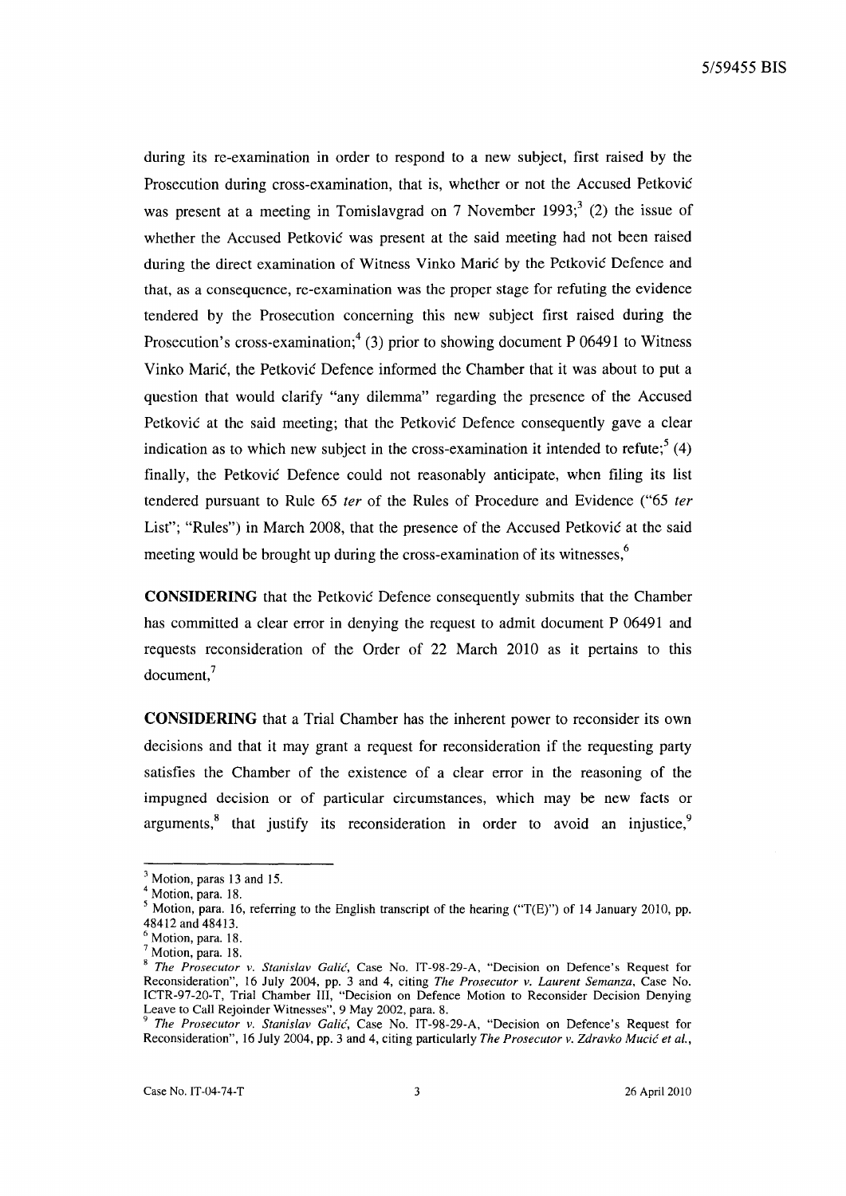during its re-examination in order to respond to a new subject, first raised by the Prosecution during cross-examination, that is, whether or not the Accused Petković was present at a meeting in Tomislavgrad on 7 November 1993;[3] (2) the issue of whether the Accused Petković was present at the said meeting had not been raised during the direct examination of Witness Vinko Marić by the Petković Defence and that, as a consequence, re-examination was the proper stage for refuting the evidence tendered by the Prosecution concerning this new subject first raised during the Prosecution's cross-examination;[4] (3) prior to showing document P 06491 to Witness Vinko Marić, the Petković Defence informed the Chamber that it was about to put a question that would clarify "any dilemma" regarding the presence of the Accused Petković at the said meeting; that the Petković Defence consequently gave a clear indication as to which new subject in the cross-examination it intended to refute;[5] (4) finally, the Petković Defence could not reasonably anticipate, when filing its list tendered pursuant to Rule 65 *ter* of the Rules of Procedure and Evidence ("65 *ter* List"; "Rules") in March 2008, that the presence of the Accused Petković at the said meeting would be brought up during the cross-examination of its witnesses,[6]

**CONSIDERING** that the Petković Defence consequently submits that the Chamber has committed a clear error in denying the request to admit document P 06491 and requests reconsideration of the Order of 22 March 2010 as it pertains to this document,[7]

**CONSIDERING** that a Trial Chamber has the inherent power to reconsider its own decisions and that it may grant a request for reconsideration if the requesting party satisfies the Chamber of the existence of a clear error in the reasoning of the impugned decision or of particular circumstances, which may be new facts or arguments,[8] that justify its reconsideration in order to avoid an injustice,[9]

---

[3] Motion, paras 13 and 15.

[4] Motion, para. 18.

[5] Motion, para. 16, referring to the English transcript of the hearing ("T(E)") of 14 January 2010, pp. 48412 and 48413.

[6] Motion, para. 18.

[7] Motion, para. 18.

[8] *The Prosecutor v. Stanislav Galić*, Case No. IT-98-29-A, "Decision on Defence's Request for Reconsideration", 16 July 2004, pp. 3 and 4, citing *The Prosecutor v. Laurent Semanza*, Case No. ICTR-97-20-T, Trial Chamber III, "Decision on Defence Motion to Reconsider Decision Denying Leave to Call Rejoinder Witnesses", 9 May 2002, para. 8.

[9] *The Prosecutor v. Stanislav Galić*, Case No. IT-98-29-A, "Decision on Defence's Request for Reconsideration", 16 July 2004, pp. 3 and 4, citing particularly *The Prosecutor v. Zdravko Mucić et al.*,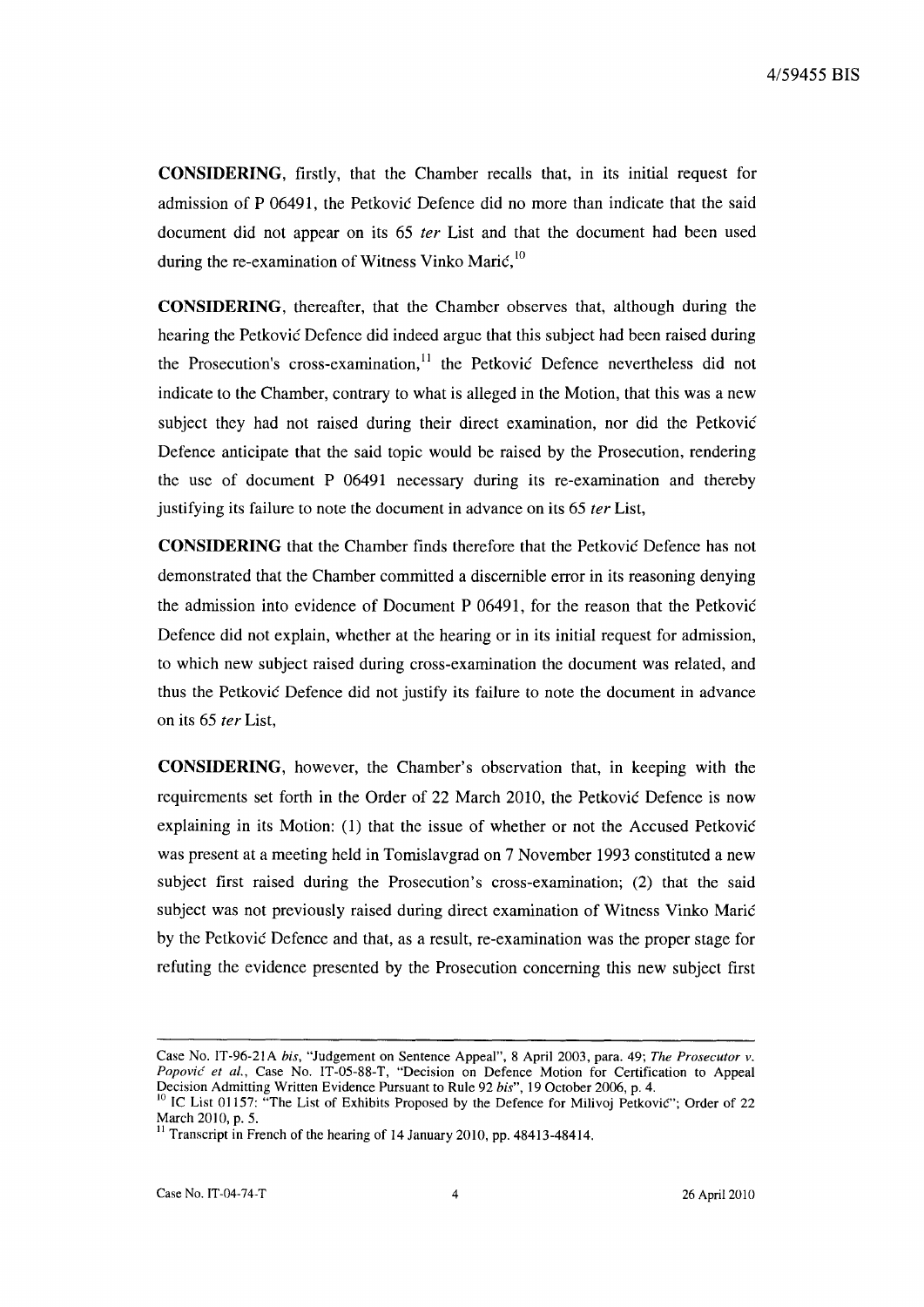**CONSIDERING**, firstly, that the Chamber recalls that, in its initial request for admission of P 06491, the Petković Defence did no more than indicate that the said document did not appear on its 65 *ter* List and that the document had been used during the re-examination of Witness Vinko Marić,[10]

**CONSIDERING**, thereafter, that the Chamber observes that, although during the hearing the Petković Defence did indeed argue that this subject had been raised during the Prosecution's cross-examination,[11] the Petković Defence nevertheless did not indicate to the Chamber, contrary to what is alleged in the Motion, that this was a new subject they had not raised during their direct examination, nor did the Petković Defence anticipate that the said topic would be raised by the Prosecution, rendering the use of document P 06491 necessary during its re-examination and thereby justifying its failure to note the document in advance on its 65 *ter* List,

**CONSIDERING** that the Chamber finds therefore that the Petković Defence has not demonstrated that the Chamber committed a discernible error in its reasoning denying the admission into evidence of Document P 06491, for the reason that the Petković Defence did not explain, whether at the hearing or in its initial request for admission, to which new subject raised during cross-examination the document was related, and thus the Petković Defence did not justify its failure to note the document in advance on its 65 *ter* List,

**CONSIDERING**, however, the Chamber's observation that, in keeping with the requirements set forth in the Order of 22 March 2010, the Petković Defence is now explaining in its Motion: (1) that the issue of whether or not the Accused Petković was present at a meeting held in Tomislavgrad on 7 November 1993 constituted a new subject first raised during the Prosecution's cross-examination; (2) that the said subject was not previously raised during direct examination of Witness Vinko Marić by the Petković Defence and that, as a result, re-examination was the proper stage for refuting the evidence presented by the Prosecution concerning this new subject first

---

Case No. IT-96-21A *bis*, "Judgement on Sentence Appeal", 8 April 2003, para. 49; *The Prosecutor v. Popović et al.*, Case No. IT-05-88-T, "Decision on Defence Motion for Certification to Appeal Decision Admitting Written Evidence Pursuant to Rule 92 *bis*", 19 October 2006, p. 4.

[10] IC List 01157: "The List of Exhibits Proposed by the Defence for Milivoj Petković"; Order of 22 March 2010, p. 5.

[11] Transcript in French of the hearing of 14 January 2010, pp. 48413-48414.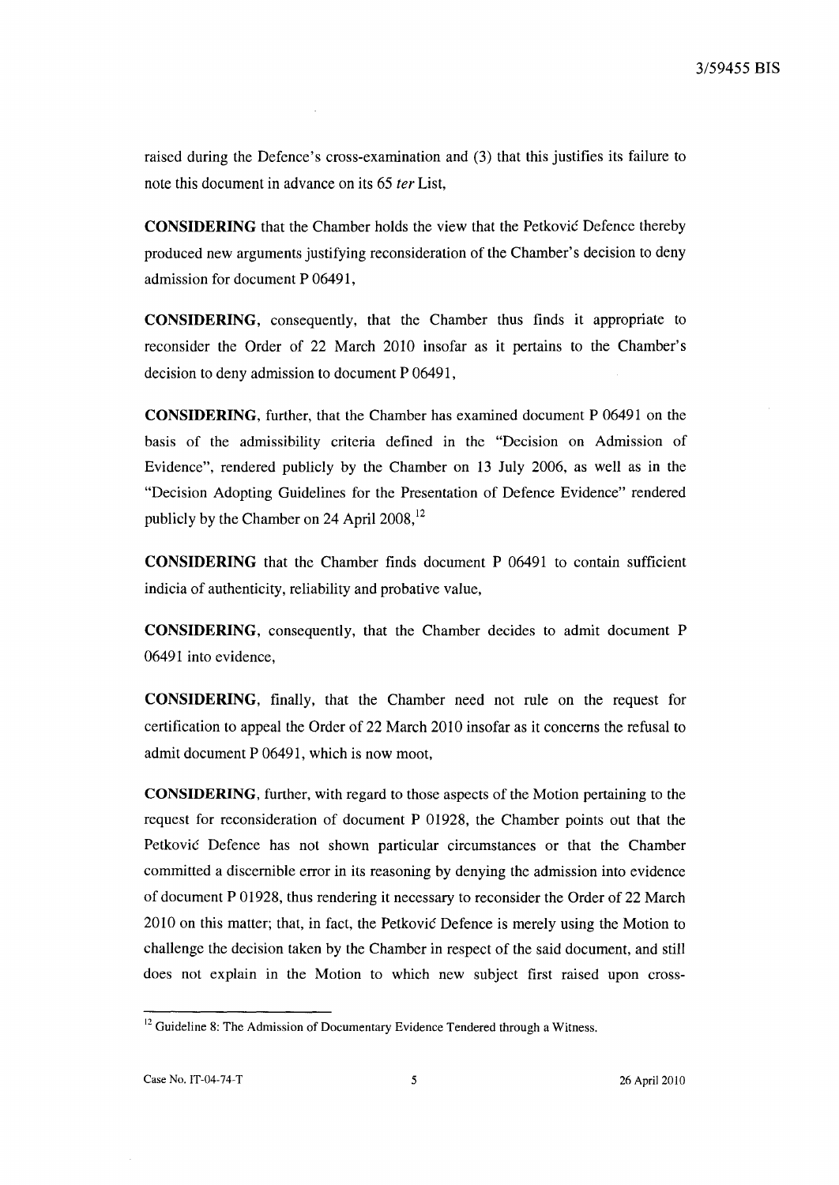raised during the Defence's cross-examination and (3) that this justifies its failure to note this document in advance on its 65 *ter* List,

**CONSIDERING** that the Chamber holds the view that the Petković Defence thereby produced new arguments justifying reconsideration of the Chamber's decision to deny admission for document P 06491,

**CONSIDERING**, consequently, that the Chamber thus finds it appropriate to reconsider the Order of 22 March 2010 insofar as it pertains to the Chamber's decision to deny admission to document P 06491,

**CONSIDERING**, further, that the Chamber has examined document P 06491 on the basis of the admissibility criteria defined in the "Decision on Admission of Evidence", rendered publicly by the Chamber on 13 July 2006, as well as in the "Decision Adopting Guidelines for the Presentation of Defence Evidence" rendered publicly by the Chamber on 24 April 2008,[12]

**CONSIDERING** that the Chamber finds document P 06491 to contain sufficient indicia of authenticity, reliability and probative value,

**CONSIDERING**, consequently, that the Chamber decides to admit document P 06491 into evidence,

**CONSIDERING**, finally, that the Chamber need not rule on the request for certification to appeal the Order of 22 March 2010 insofar as it concerns the refusal to admit document P 06491, which is now moot,

**CONSIDERING**, further, with regard to those aspects of the Motion pertaining to the request for reconsideration of document P 01928, the Chamber points out that the Petković Defence has not shown particular circumstances or that the Chamber committed a discernible error in its reasoning by denying the admission into evidence of document P 01928, thus rendering it necessary to reconsider the Order of 22 March 2010 on this matter; that, in fact, the Petković Defence is merely using the Motion to challenge the decision taken by the Chamber in respect of the said document, and still does not explain in the Motion to which new subject first raised upon cross-

---

[12] Guideline 8: The Admission of Documentary Evidence Tendered through a Witness.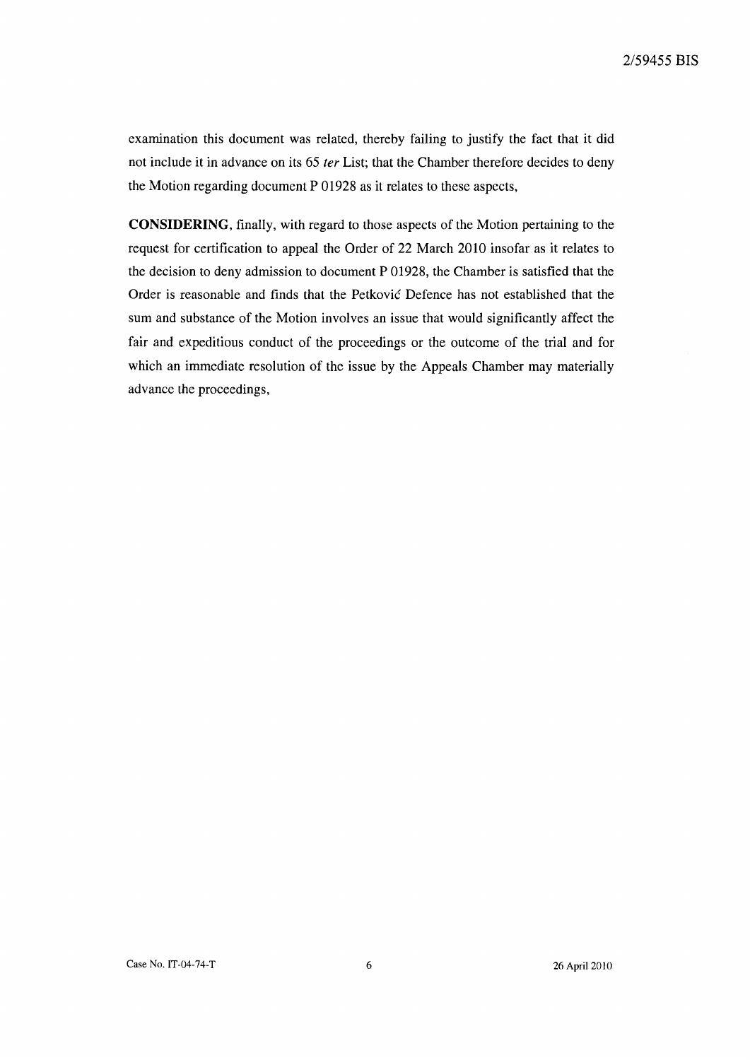examination this document was related, thereby failing to justify the fact that it did not include it in advance on its 65 *ter* List; that the Chamber therefore decides to deny the Motion regarding document P 01928 as it relates to these aspects,

**CONSIDERING**, finally, with regard to those aspects of the Motion pertaining to the request for certification to appeal the Order of 22 March 2010 insofar as it relates to the decision to deny admission to document P 01928, the Chamber is satisfied that the Order is reasonable and finds that the Petković Defence has not established that the sum and substance of the Motion involves an issue that would significantly affect the fair and expeditious conduct of the proceedings or the outcome of the trial and for which an immediate resolution of the issue by the Appeals Chamber may materially advance the proceedings,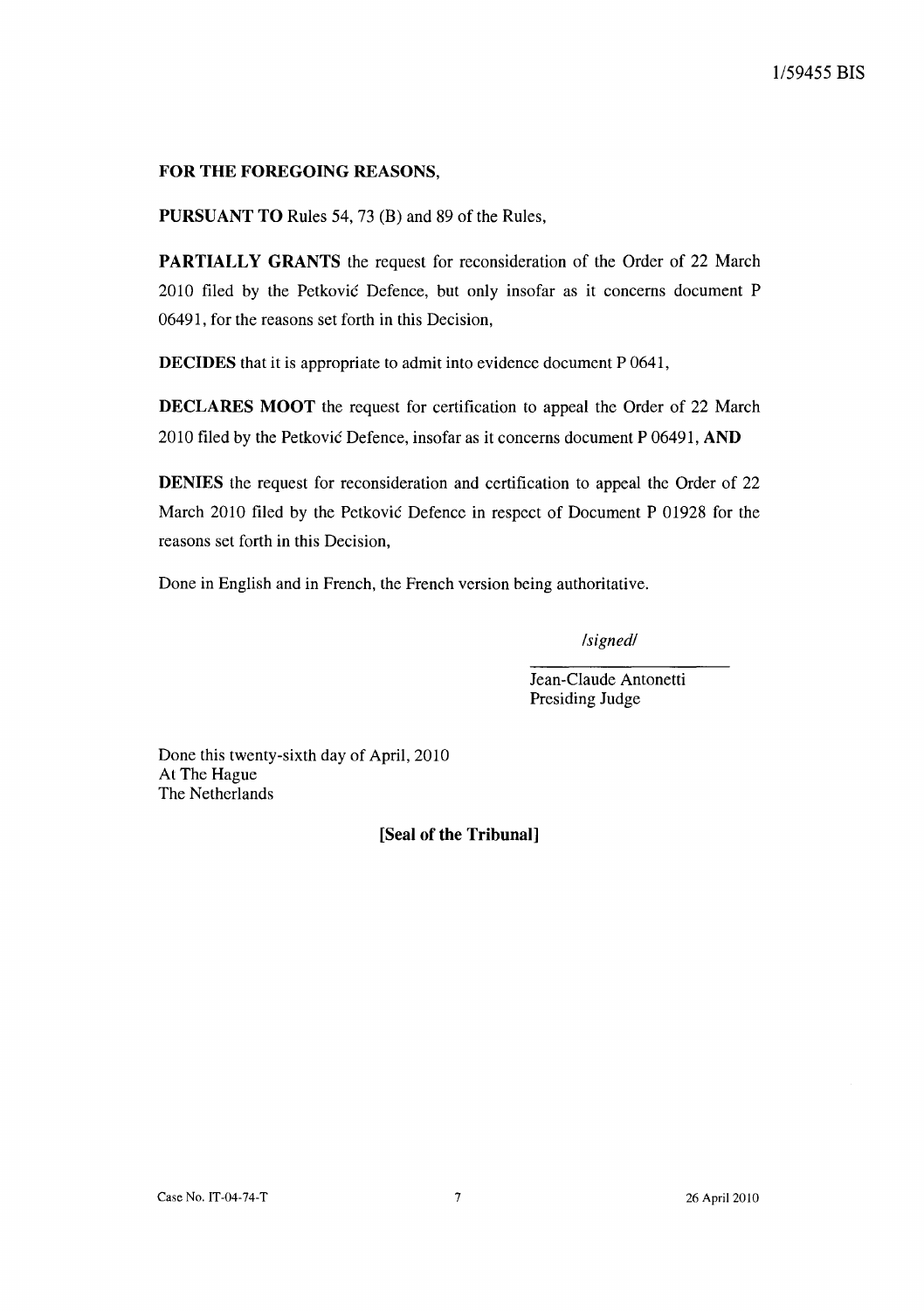**FOR THE FOREGOING REASONS,**

**PURSUANT TO** Rules 54, 73 (B) and 89 of the Rules,

**PARTIALLY GRANTS** the request for reconsideration of the Order of 22 March 2010 filed by the Petković Defence, but only insofar as it concerns document P 06491, for the reasons set forth in this Decision,

**DECIDES** that it is appropriate to admit into evidence document P 0641,

**DECLARES MOOT** the request for certification to appeal the Order of 22 March 2010 filed by the Petković Defence, insofar as it concerns document P 06491, **AND**

**DENIES** the request for reconsideration and certification to appeal the Order of 22 March 2010 filed by the Petković Defence in respect of Document P 01928 for the reasons set forth in this Decision,

Done in English and in French, the French version being authoritative.

*/signed/*

Jean-Claude Antonetti
Presiding Judge

Done this twenty-sixth day of April, 2010
At The Hague
The Netherlands

**[Seal of the Tribunal]**